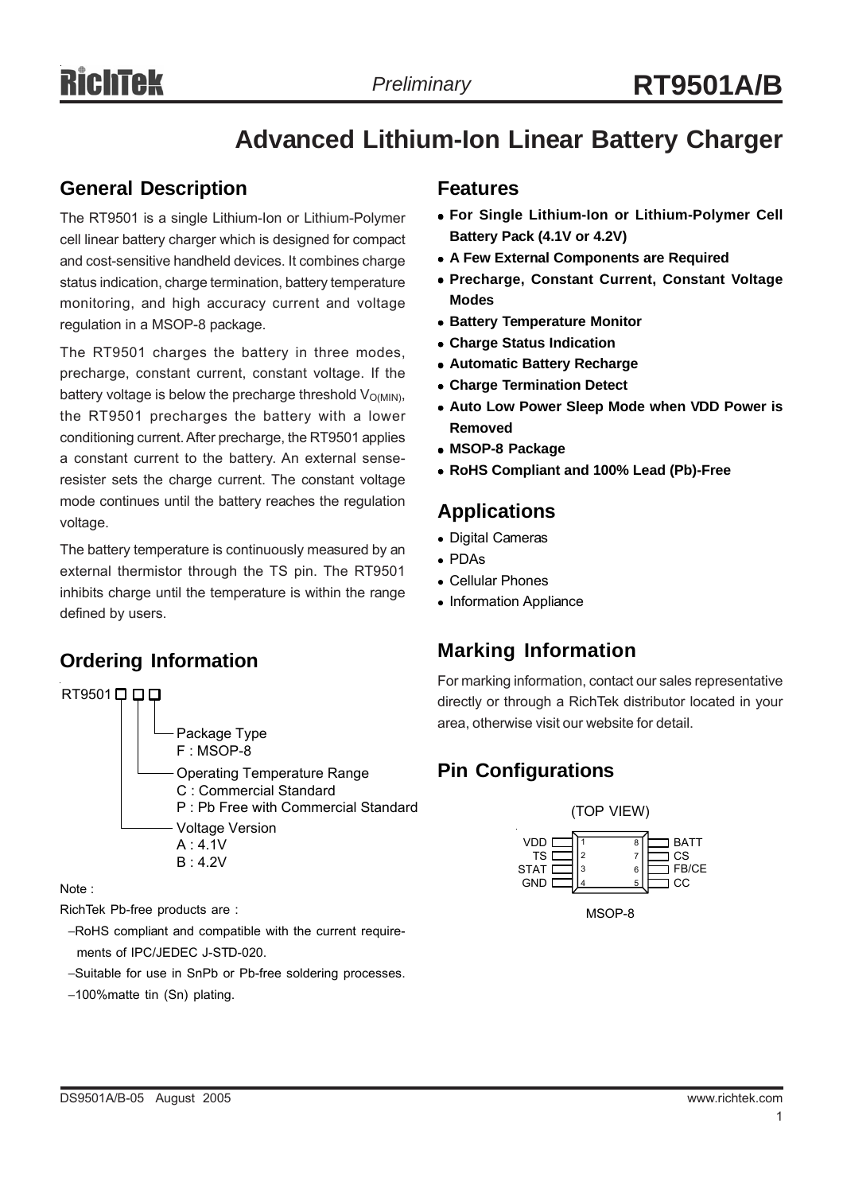# RT9501A/B

*Preliminary*

# Advanced Lithium-Ion Linear Battery Charger

## General Description

The RT9501 is a single Lithium-Ion or Lithium-Polymer cell linear battery charger which is designed for compact and cost-sensitive handheld devices. It combines charge status indication, charge termination, battery temperature monitoring, and high accuracy current and voltage regulation in a MSOP-8 package.

The RT9501 charges the battery in three modes, precharge, constant current, constant voltage. If the battery voltage is below the precharge threshold $V_{O(MIN)}$, the RT9501 precharges the battery with a lower conditioning current. After precharge, the RT9501 applies a constant current to the battery. An external sense-resister sets the charge current. The constant voltage mode continues until the battery reaches the regulation voltage.

The battery temperature is continuously measured by an external thermistor through the TS pin. The RT9501 inhibits charge until the temperature is within the range defined by users.

## Ordering Information

```
RT9501 □ □ □
       │ │ └── Package Type
       │ │     F : MSOP-8
       │ └──── Operating Temperature Range
       │       C : Commercial Standard
       │       P : Pb Free with Commercial Standard
       └────── Voltage Version
               A : 4.1V
               B : 4.2V
```

Note :

RichTek Pb-free products are :

- −RoHS compliant and compatible with the current requirements of IPC/JEDEC J-STD-020.
- −Suitable for use in SnPb or Pb-free soldering processes.
- −100%matte tin (Sn) plating.

## Features

- **For Single Lithium-Ion or Lithium-Polymer Cell Battery Pack (4.1V or 4.2V)**
- **A Few External Components are Required**
- **Precharge, Constant Current, Constant Voltage Modes**
- **Battery Temperature Monitor**
- **Charge Status Indication**
- **Automatic Battery Recharge**
- **Charge Termination Detect**
- **Auto Low Power Sleep Mode when VDD Power is Removed**
- **MSOP-8 Package**
- **RoHS Compliant and 100% Lead (Pb)-Free**

## Applications

- Digital Cameras
- PDAs
- Cellular Phones
- Information Appliance

## Marking Information

For marking information, contact our sales representative directly or through a RichTek distributor located in your area, otherwise visit our website for detail.

## Pin Configurations

(TOP VIEW)

| Pin | Name | Pin | Name |
|---|---|---|---|
| 1 | VDD | 8 | BATT |
| 2 | TS | 7 | CS |
| 3 | STAT | 6 | FB/CE |
| 4 | GND | 5 | CC |

MSOP-8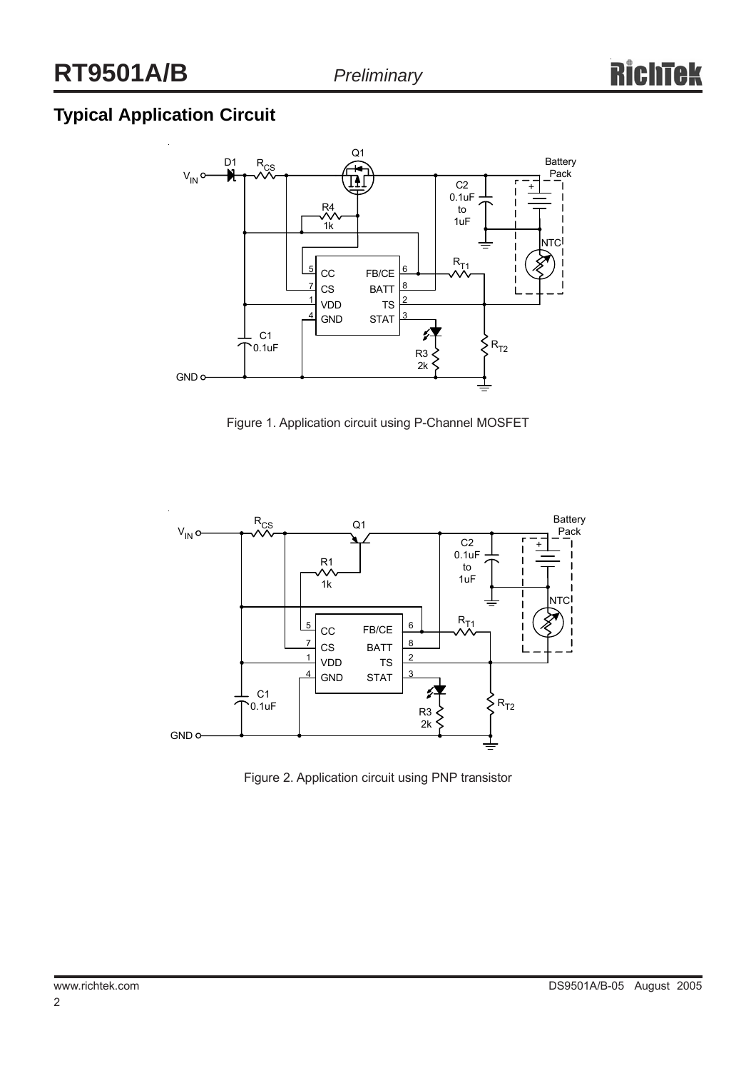## Typical Application Circuit

Figure 1. Application circuit using P-Channel MOSFET

Figure 2. Application circuit using PNP transistor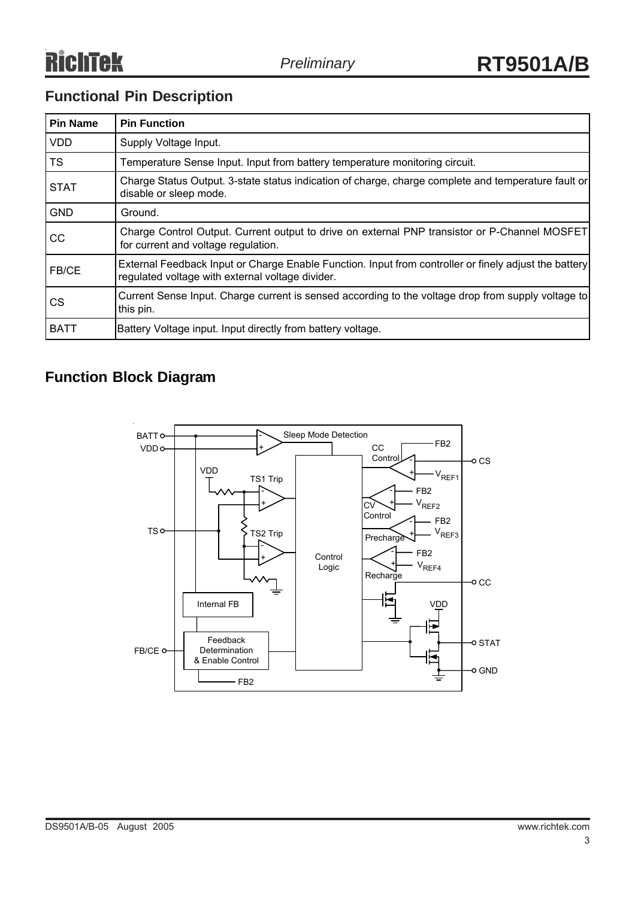## Functional Pin Description

| Pin Name | Pin Function |
|---|---|
| VDD | Supply Voltage Input. |
| TS | Temperature Sense Input. Input from battery temperature monitoring circuit. |
| STAT | Charge Status Output. 3-state status indication of charge, charge complete and temperature fault or disable or sleep mode. |
| GND | Ground. |
| CC | Charge Control Output. Current output to drive on external PNP transistor or P-Channel MOSFET for current and voltage regulation. |
| FB/CE | External Feedback Input or Charge Enable Function. Input from controller or finely adjust the battery regulated voltage with external voltage divider. |
| CS | Current Sense Input. Charge current is sensed according to the voltage drop from supply voltage to this pin. |
| BATT | Battery Voltage input. Input directly from battery voltage. |

## Function Block Diagram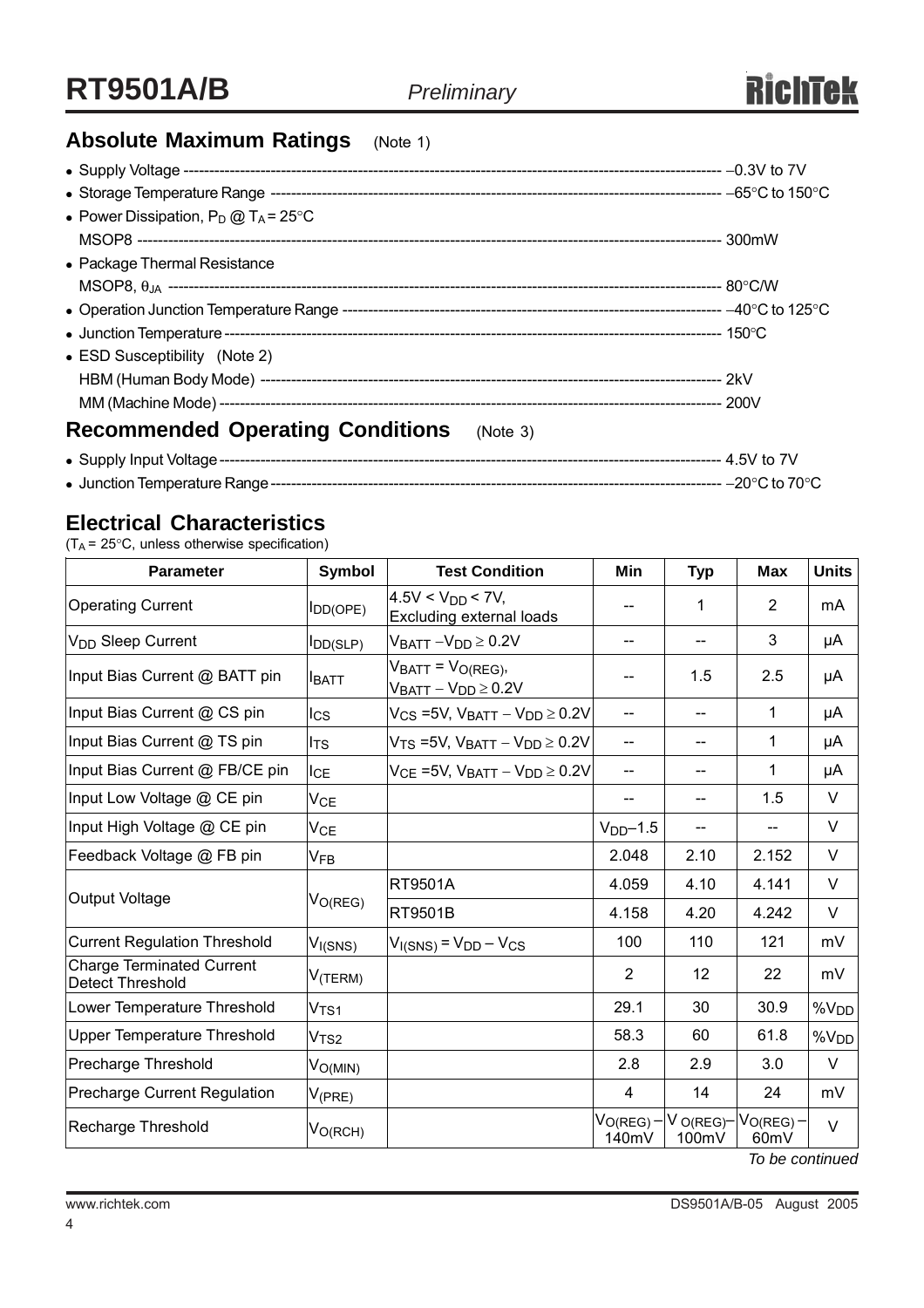## Absolute Maximum Ratings (Note 1)

- Supply Voltage ------------------------------------------------------------------------------------------------------- −0.3V to 7V
- Storage Temperature Range ------------------------------------------------------------------------------------------ −65°C to 150°C
- Power Dissipation, $P_D$ @ $T_A$ = 25°C
  MSOP8 ---------------------------------------------------------------------------------------------------------------- 300mW
- Package Thermal Resistance
  MSOP8, $\theta_{JA}$ ---------------------------------------------------------------------------------------------------------- 80°C/W
- Operation Junction Temperature Range ------------------------------------------------------------------------------ −40°C to 125°C
- Junction Temperature --------------------------------------------------------------------------------------------------- 150°C
- ESD Susceptibility (Note 2)
  HBM (Human Body Mode) ------------------------------------------------------------------------------------------- 2kV
  MM (Machine Mode) ------------------------------------------------------------------------------------------------- 200V

## Recommended Operating Conditions (Note 3)

- Supply Input Voltage ---------------------------------------------------------------------------------------------------- 4.5V to 7V
- Junction Temperature Range ---------------------------------------------------------------------------------------------- −20°C to 70°C

## Electrical Characteristics

($T_A$ = 25°C, unless otherwise specification)

| Parameter | Symbol | Test Condition | Min | Typ | Max | Units |
|---|---|---|---|---|---|---|
| Operating Current | $I_{DD(OPE)}$ | 4.5V < $V_{DD}$ < 7V, Excluding external loads | -- | 1 | 2 | mA |
| $V_{DD}$ Sleep Current | $I_{DD(SLP)}$ | $V_{BATT} - V_{DD} \geq 0.2V$ | -- | -- | 3 | μA |
| Input Bias Current @ BATT pin | $I_{BATT}$ | $V_{BATT} = V_{O(REG)}$, $V_{BATT} - V_{DD} \geq 0.2V$ | -- | 1.5 | 2.5 | μA |
| Input Bias Current @ CS pin | $I_{CS}$ | $V_{CS}$ =5V, $V_{BATT} - V_{DD} \geq 0.2V$ | -- | -- | 1 | μA |
| Input Bias Current @ TS pin | $I_{TS}$ | $V_{TS}$ =5V, $V_{BATT} - V_{DD} \geq 0.2V$ | -- | -- | 1 | μA |
| Input Bias Current @ FB/CE pin | $I_{CE}$ | $V_{CE}$ =5V, $V_{BATT} - V_{DD} \geq 0.2V$ | -- | -- | 1 | μA |
| Input Low Voltage @ CE pin | $V_{CE}$ | | -- | -- | 1.5 | V |
| Input High Voltage @ CE pin | $V_{CE}$ | | $V_{DD}$−1.5 | -- | -- | V |
| Feedback Voltage @ FB pin | $V_{FB}$ | | 2.048 | 2.10 | 2.152 | V |
| Output Voltage | $V_{O(REG)}$ | RT9501A | 4.059 | 4.10 | 4.141 | V |
| | | RT9501B | 4.158 | 4.20 | 4.242 | V |
| Current Regulation Threshold | $V_{I(SNS)}$ | $V_{I(SNS)} = V_{DD} - V_{CS}$ | 100 | 110 | 121 | mV |
| Charge Terminated Current Detect Threshold | $V_{(TERM)}$ | | 2 | 12 | 22 | mV |
| Lower Temperature Threshold | $V_{TS1}$ | | 29.1 | 30 | 30.9 | %$V_{DD}$ |
| Upper Temperature Threshold | $V_{TS2}$ | | 58.3 | 60 | 61.8 | %$V_{DD}$ |
| Precharge Threshold | $V_{O(MIN)}$ | | 2.8 | 2.9 | 3.0 | V |
| Precharge Current Regulation | $V_{(PRE)}$ | | 4 | 14 | 24 | mV |
| Recharge Threshold | $V_{O(RCH)}$ | | $V_{O(REG)}$ − 140mV | $V_{O(REG)}$ − 100mV | $V_{O(REG)}$ − 60mV | V |

*To be continued*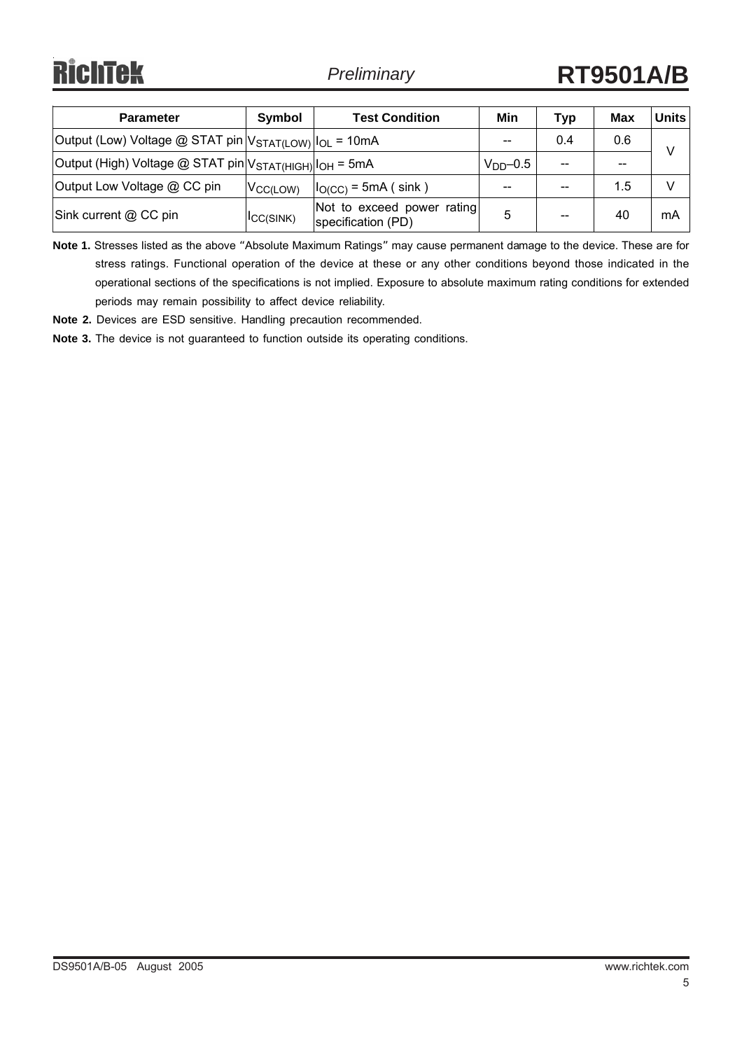| Parameter | Symbol | Test Condition | Min | Typ | Max | Units |
|---|---|---|---|---|---|---|
| Output (Low) Voltage @ STAT pin | $V_{STAT(LOW)}$ | $I_{OL}$ = 10mA | -- | 0.4 | 0.6 | V |
| Output (High) Voltage @ STAT pin | $V_{STAT(HIGH)}$ | $I_{OH}$ = 5mA | $V_{DD}$–0.5 | -- | -- | |
| Output Low Voltage @ CC pin | $V_{CC(LOW)}$ | $I_{O(CC)}$ = 5mA ( sink ) | -- | -- | 1.5 | V |
| Sink current @ CC pin | $I_{CC(SINK)}$ | Not to exceed power rating specification (PD) | 5 | -- | 40 | mA |

**Note 1.** Stresses listed as the above "Absolute Maximum Ratings" may cause permanent damage to the device. These are for stress ratings. Functional operation of the device at these or any other conditions beyond those indicated in the operational sections of the specifications is not implied. Exposure to absolute maximum rating conditions for extended periods may remain possibility to affect device reliability.

**Note 2.** Devices are ESD sensitive. Handling precaution recommended.

**Note 3.** The device is not guaranteed to function outside its operating conditions.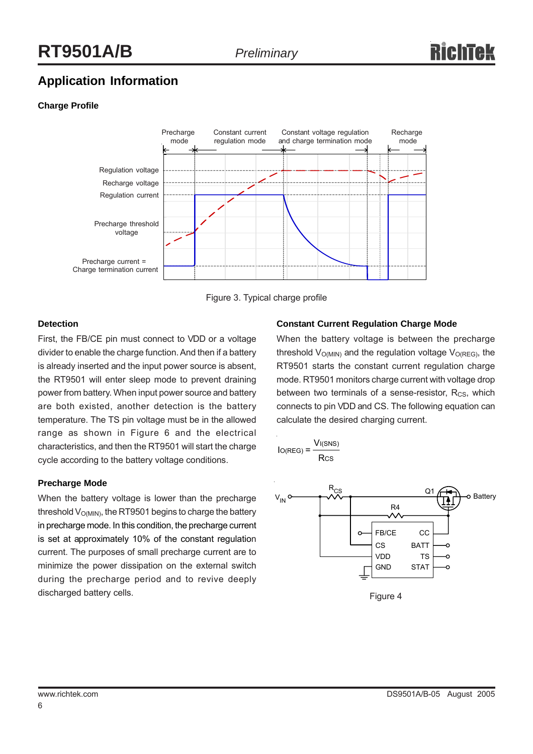## Application Information

### Charge Profile

Figure 3. Typical charge profile

### Detection

First, the FB/CE pin must connect to VDD or a voltage divider to enable the charge function. And then if a battery is already inserted and the input power source is absent, the RT9501 will enter sleep mode to prevent draining power from battery. When input power source and battery are both existed, another detection is the battery temperature. The TS pin voltage must be in the allowed range as shown in Figure 6 and the electrical characteristics, and then the RT9501 will start the charge cycle according to the battery voltage conditions.

### Precharge Mode

When the battery voltage is lower than the precharge threshold $V_{O(MIN)}$, the RT9501 begins to charge the battery in precharge mode. In this condition, the precharge current is set at approximately 10% of the constant regulation current. The purposes of small precharge current are to minimize the power dissipation on the external switch during the precharge period and to revive deeply discharged battery cells.

### Constant Current Regulation Charge Mode

When the battery voltage is between the precharge threshold $V_{O(MIN)}$ and the regulation voltage $V_{O(REG)}$, the RT9501 starts the constant current regulation charge mode. RT9501 monitors charge current with voltage drop between two terminals of a sense-resistor, $R_{CS}$, which connects to pin VDD and CS. The following equation can calculate the desired charging current.

$$I_{O(REG)} = \frac{V_{I(SNS)}}{R_{CS}}$$

Figure 4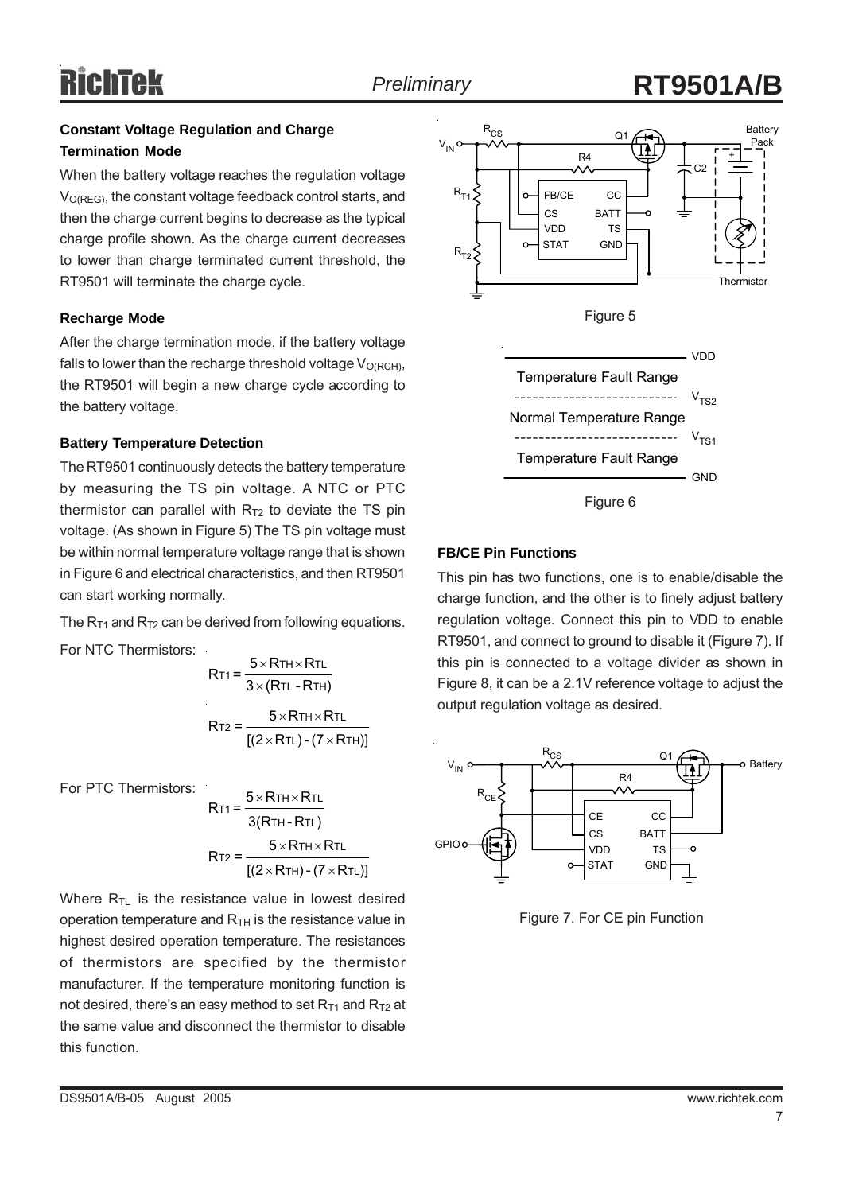### Constant Voltage Regulation and Charge Termination Mode

When the battery voltage reaches the regulation voltage $V_{O(REG)}$, the constant voltage feedback control starts, and then the charge current begins to decrease as the typical charge profile shown. As the charge current decreases to lower than charge terminated current threshold, the RT9501 will terminate the charge cycle.

### Recharge Mode

After the charge termination mode, if the battery voltage falls to lower than the recharge threshold voltage $V_{O(RCH)}$, the RT9501 will begin a new charge cycle according to the battery voltage.

### Battery Temperature Detection

The RT9501 continuously detects the battery temperature by measuring the TS pin voltage. A NTC or PTC thermistor can parallel with $R_{T2}$ to deviate the TS pin voltage. (As shown in Figure 5) The TS pin voltage must be within normal temperature voltage range that is shown in Figure 6 and electrical characteristics, and then RT9501 can start working normally.

The $R_{T1}$ and $R_{T2}$ can be derived from following equations.

For NTC Thermistors:

$$R_{T1} = \frac{5 \times R_{TH} \times R_{TL}}{3 \times (R_{TL} - R_{TH})}$$

$$R_{T2} = \frac{5 \times R_{TH} \times R_{TL}}{[(2 \times R_{TL}) - (7 \times R_{TH})]}$$

For PTC Thermistors:

$$R_{T1} = \frac{5 \times R_{TH} \times R_{TL}}{3(R_{TH} - R_{TL})}$$

$$R_{T2} = \frac{5 \times R_{TH} \times R_{TL}}{[(2 \times R_{TH}) - (7 \times R_{TL})]}$$

Where $R_{TL}$ is the resistance value in lowest desired operation temperature and $R_{TH}$ is the resistance value in highest desired operation temperature. The resistances of thermistors are specified by the thermistor manufacturer. If the temperature monitoring function is not desired, there's an easy method to set $R_{T1}$ and $R_{T2}$ at the same value and disconnect the thermistor to disable this function.

Figure 5

| |
|---|
| VDD |
| Temperature Fault Range |
| $V_{TS2}$ |
| Normal Temperature Range |
| $V_{TS1}$ |
| Temperature Fault Range |
| GND |

Figure 6

### FB/CE Pin Functions

This pin has two functions, one is to enable/disable the charge function, and the other is to finely adjust battery regulation voltage. Connect this pin to VDD to enable RT9501, and connect to ground to disable it (Figure 7). If this pin is connected to a voltage divider as shown in Figure 8, it can be a 2.1V reference voltage to adjust the output regulation voltage as desired.

Figure 7. For CE pin Function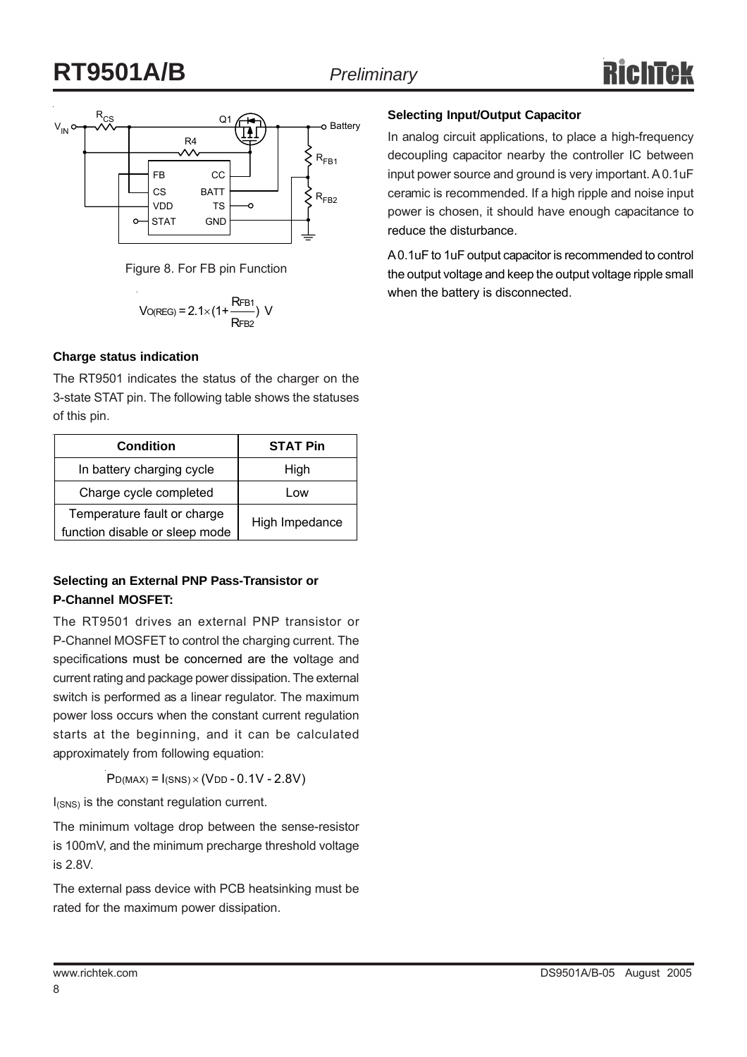Figure 8. For FB pin Function

$$V_{O(REG)} = 2.1 \times (1 + \frac{R_{FB1}}{R_{FB2}})\ V$$

#### Charge status indication

The RT9501 indicates the status of the charger on the 3-state STAT pin. The following table shows the statuses of this pin.

| Condition | STAT Pin |
|---|---|
| In battery charging cycle | High |
| Charge cycle completed | Low |
| Temperature fault or charge function disable or sleep mode | High Impedance |

#### Selecting an External PNP Pass-Transistor or P-Channel MOSFET:

The RT9501 drives an external PNP transistor or P-Channel MOSFET to control the charging current. The specifications must be concerned are the voltage and current rating and package power dissipation. The external switch is performed as a linear regulator. The maximum power loss occurs when the constant current regulation starts at the beginning, and it can be calculated approximately from following equation:

$$P_{D(MAX)} = I_{(SNS)} \times (V_{DD} - 0.1V - 2.8V)$$

$I_{(SNS)}$ is the constant regulation current.

The minimum voltage drop between the sense-resistor is 100mV, and the minimum precharge threshold voltage is 2.8V.

The external pass device with PCB heatsinking must be rated for the maximum power dissipation.

#### Selecting Input/Output Capacitor

In analog circuit applications, to place a high-frequency decoupling capacitor nearby the controller IC between input power source and ground is very important. A 0.1uF ceramic is recommended. If a high ripple and noise input power is chosen, it should have enough capacitance to reduce the disturbance.

A 0.1uF to 1uF output capacitor is recommended to control the output voltage and keep the output voltage ripple small when the battery is disconnected.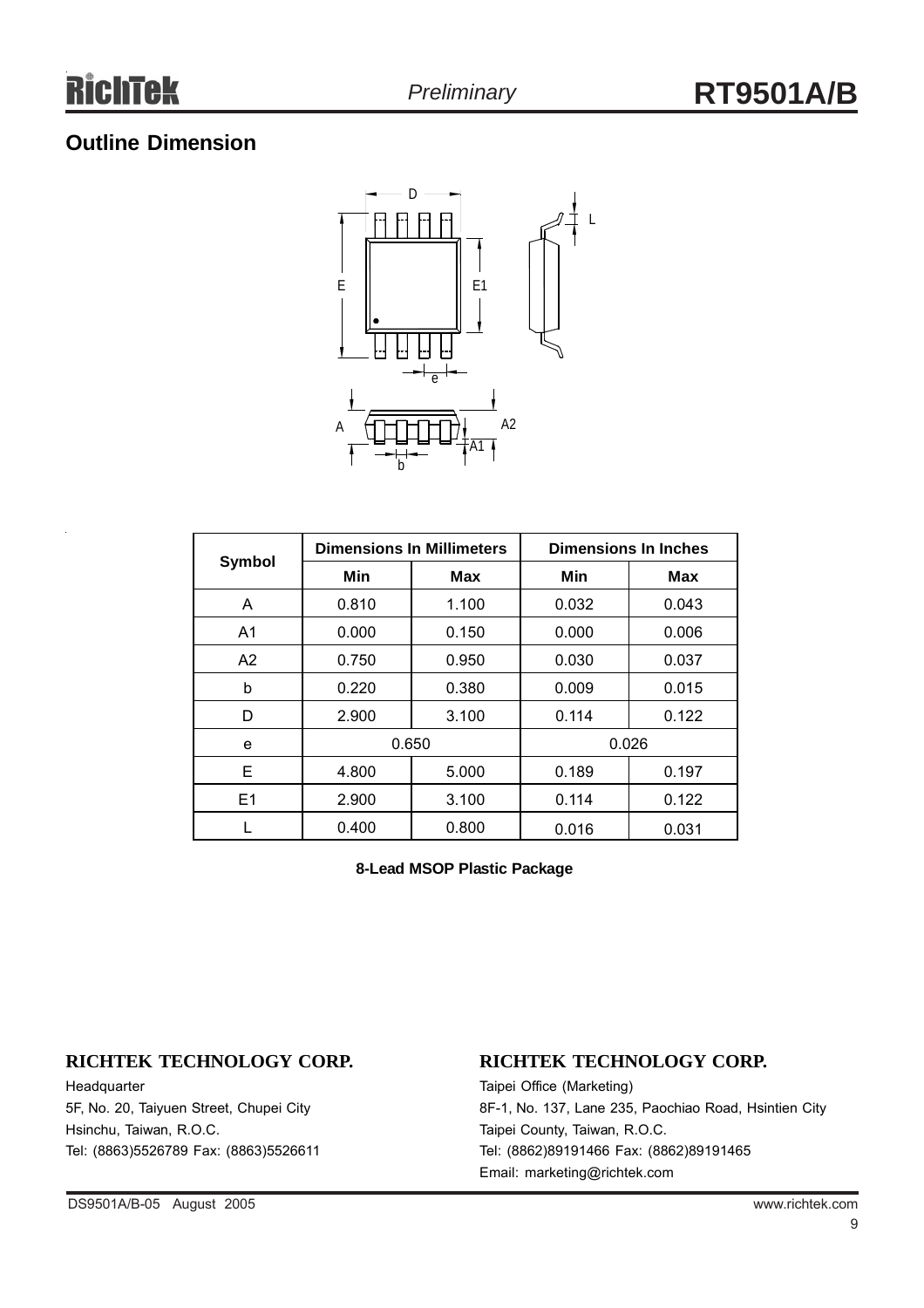## Outline Dimension

D

L

E

E1

e

A

A2

A1

b

| Symbol | Dimensions In Millimeters | | Dimensions In Inches | |
|---|---|---|---|---|
| | Min | Max | Min | Max |
| A | 0.810 | 1.100 | 0.032 | 0.043 |
| A1 | 0.000 | 0.150 | 0.000 | 0.006 |
| A2 | 0.750 | 0.950 | 0.030 | 0.037 |
| b | 0.220 | 0.380 | 0.009 | 0.015 |
| D | 2.900 | 3.100 | 0.114 | 0.122 |
| e | 0.650 | | 0.026 | |
| E | 4.800 | 5.000 | 0.189 | 0.197 |
| E1 | 2.900 | 3.100 | 0.114 | 0.122 |
| L | 0.400 | 0.800 | 0.016 | 0.031 |

**8-Lead MSOP Plastic Package**

**RICHTEK TECHNOLOGY CORP.**

Headquarter
5F, No. 20, Taiyuen Street, Chupei City
Hsinchu, Taiwan, R.O.C.
Tel: (8863)5526789 Fax: (8863)5526611

**RICHTEK TECHNOLOGY CORP.**

Taipei Office (Marketing)
8F-1, No. 137, Lane 235, Paochiao Road, Hsintien City
Taipei County, Taiwan, R.O.C.
Tel: (8862)89191466 Fax: (8862)89191465
Email: marketing@richtek.com